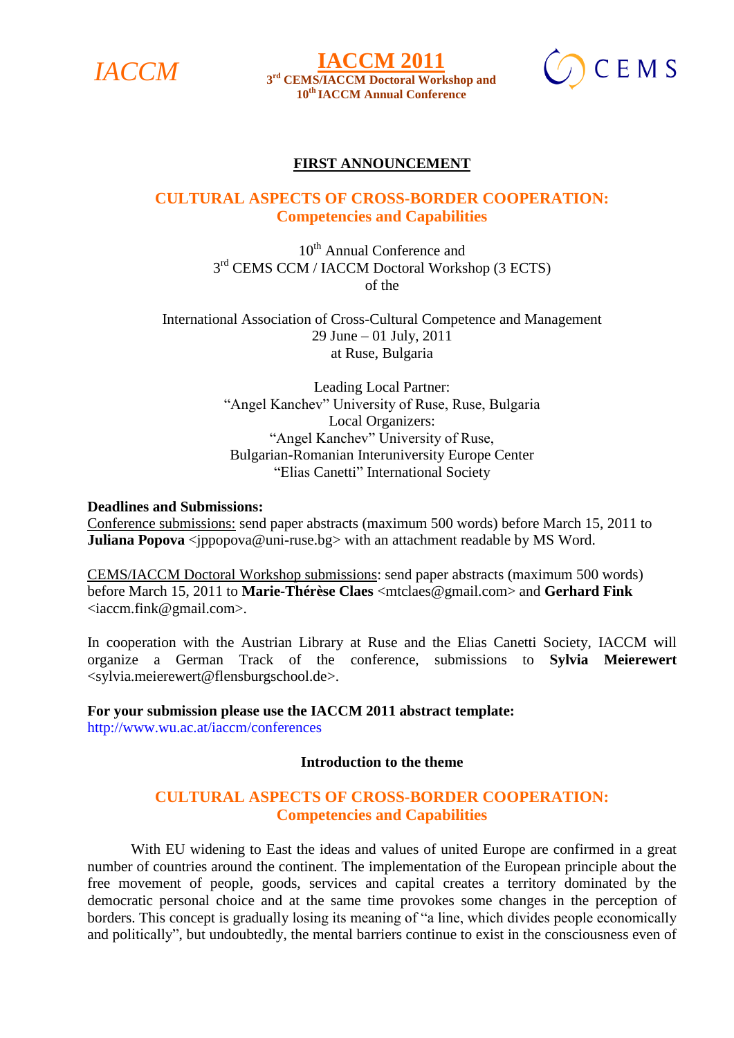IACCM

# IACCM 2011

**3rd CEMS/IACCM Doctoral Workshop and 10th IACCM Annual Conference**

CEMS

**FIRST ANNOUNCEMENT**

## CULTURAL ASPECTS OF CROSS-BORDER COOPERATION: Competencies and Capabilities

10th Annual Conference and
3rd CEMS CCM / IACCM Doctoral Workshop (3 ECTS)
of the

International Association of Cross-Cultural Competence and Management
29 June – 01 July, 2011
at Ruse, Bulgaria

Leading Local Partner:
"Angel Kanchev" University of Ruse, Ruse, Bulgaria
Local Organizers:
"Angel Kanchev" University of Ruse,
Bulgarian-Romanian Interuniversity Europe Center
"Elias Canetti" International Society

**Deadlines and Submissions:**

Conference submissions: send paper abstracts (maximum 500 words) before March 15, 2011 to **Juliana Popova** <jppopova@uni-ruse.bg> with an attachment readable by MS Word.

CEMS/IACCM Doctoral Workshop submissions: send paper abstracts (maximum 500 words) before March 15, 2011 to **Marie-Thérèse Claes** <mtclaes@gmail.com> and **Gerhard Fink** <iaccm.fink@gmail.com>.

In cooperation with the Austrian Library at Ruse and the Elias Canetti Society, IACCM will organize a German Track of the conference, submissions to **Sylvia Meierewert** <sylvia.meierewert@flensburgschool.de>.

**For your submission please use the IACCM 2011 abstract template:**
http://www.wu.ac.at/iaccm/conferences

### Introduction to the theme

## CULTURAL ASPECTS OF CROSS-BORDER COOPERATION: Competencies and Capabilities

With EU widening to East the ideas and values of united Europe are confirmed in a great number of countries around the continent. The implementation of the European principle about the free movement of people, goods, services and capital creates a territory dominated by the democratic personal choice and at the same time provokes some changes in the perception of borders. This concept is gradually losing its meaning of "a line, which divides people economically and politically", but undoubtedly, the mental barriers continue to exist in the consciousness even of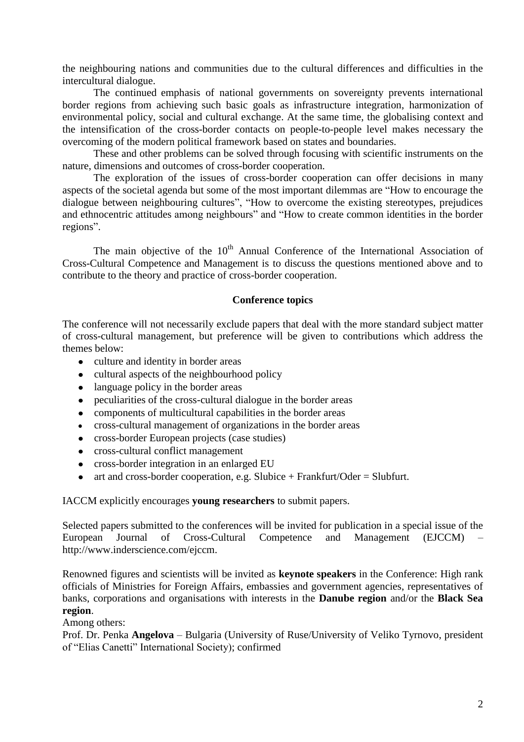the neighbouring nations and communities due to the cultural differences and difficulties in the intercultural dialogue.

The continued emphasis of national governments on sovereignty prevents international border regions from achieving such basic goals as infrastructure integration, harmonization of environmental policy, social and cultural exchange. At the same time, the globalising context and the intensification of the cross-border contacts on people-to-people level makes necessary the overcoming of the modern political framework based on states and boundaries.

These and other problems can be solved through focusing with scientific instruments on the nature, dimensions and outcomes of cross-border cooperation.

The exploration of the issues of cross-border cooperation can offer decisions in many aspects of the societal agenda but some of the most important dilemmas are "How to encourage the dialogue between neighbouring cultures", "How to overcome the existing stereotypes, prejudices and ethnocentric attitudes among neighbours" and "How to create common identities in the border regions".

The main objective of the 10th Annual Conference of the International Association of Cross-Cultural Competence and Management is to discuss the questions mentioned above and to contribute to the theory and practice of cross-border cooperation.

**Conference topics**

The conference will not necessarily exclude papers that deal with the more standard subject matter of cross-cultural management, but preference will be given to contributions which address the themes below:

- culture and identity in border areas
- cultural aspects of the neighbourhood policy
- language policy in the border areas
- peculiarities of the cross-cultural dialogue in the border areas
- components of multicultural capabilities in the border areas
- cross-cultural management of organizations in the border areas
- cross-border European projects (case studies)
- cross-cultural conflict management
- cross-border integration in an enlarged EU
- art and cross-border cooperation, e.g. Slubice + Frankfurt/Oder = Slubfurt.

IACCM explicitly encourages **young researchers** to submit papers.

Selected papers submitted to the conferences will be invited for publication in a special issue of the European Journal of Cross-Cultural Competence and Management (EJCCM) – http://www.inderscience.com/ejccm.

Renowned figures and scientists will be invited as **keynote speakers** in the Conference: High rank officials of Ministries for Foreign Affairs, embassies and government agencies, representatives of banks, corporations and organisations with interests in the **Danube region** and/or the **Black Sea region**.

Among others:

Prof. Dr. Penka **Angelova** – Bulgaria (University of Ruse/University of Veliko Tyrnovo, president of "Elias Canetti" International Society); confirmed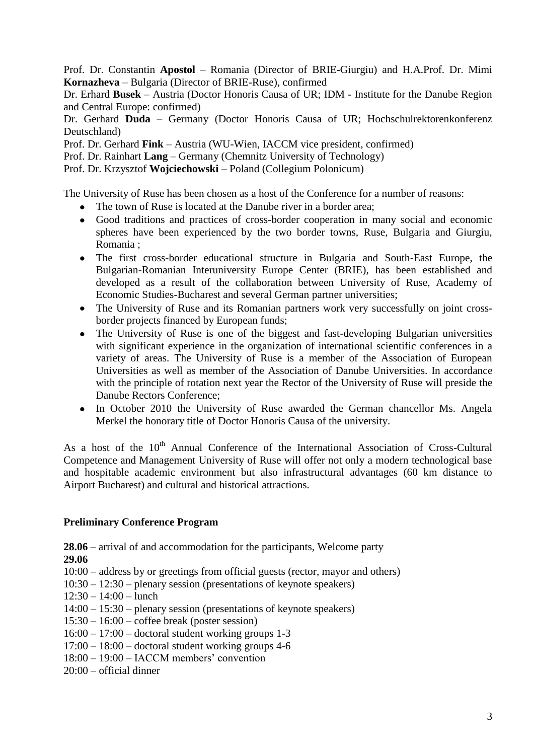Prof. Dr. Constantin **Apostol** – Romania (Director of BRIE-Giurgiu) and H.A.Prof. Dr. Mimi **Kornazheva** – Bulgaria (Director of BRIE-Ruse), confirmed

Dr. Erhard **Busek** – Austria (Doctor Honoris Causa of UR; IDM - Institute for the Danube Region and Central Europe: confirmed)

Dr. Gerhard **Duda** – Germany (Doctor Honoris Causa of UR; Hochschulrektorenkonferenz Deutschland)

Prof. Dr. Gerhard **Fink** – Austria (WU-Wien, IACCM vice president, confirmed)

Prof. Dr. Rainhart **Lang** – Germany (Chemnitz University of Technology)

Prof. Dr. Krzysztof **Wojciechowski** – Poland (Collegium Polonicum)

The University of Ruse has been chosen as a host of the Conference for a number of reasons:

- The town of Ruse is located at the Danube river in a border area;
- Good traditions and practices of cross-border cooperation in many social and economic spheres have been experienced by the two border towns, Ruse, Bulgaria and Giurgiu, Romania ;
- The first cross-border educational structure in Bulgaria and South-East Europe, the Bulgarian-Romanian Interuniversity Europe Center (BRIE), has been established and developed as a result of the collaboration between University of Ruse, Academy of Economic Studies-Bucharest and several German partner universities;
- The University of Ruse and its Romanian partners work very successfully on joint cross-border projects financed by European funds;
- The University of Ruse is one of the biggest and fast-developing Bulgarian universities with significant experience in the organization of international scientific conferences in a variety of areas. The University of Ruse is a member of the Association of European Universities as well as member of the Association of Danube Universities. In accordance with the principle of rotation next year the Rector of the University of Ruse will preside the Danube Rectors Conference;
- In October 2010 the University of Ruse awarded the German chancellor Ms. Angela Merkel the honorary title of Doctor Honoris Causa of the university.

As a host of the 10th Annual Conference of the International Association of Cross-Cultural Competence and Management University of Ruse will offer not only a modern technological base and hospitable academic environment but also infrastructural advantages (60 km distance to Airport Bucharest) and cultural and historical attractions.

**Preliminary Conference Program**

**28.06** – arrival of and accommodation for the participants, Welcome party

**29.06**

10:00 – address by or greetings from official guests (rector, mayor and others)

10:30 – 12:30 – plenary session (presentations of keynote speakers)

12:30 – 14:00 – lunch

14:00 – 15:30 – plenary session (presentations of keynote speakers)

15:30 – 16:00 – coffee break (poster session)

16:00 – 17:00 – doctoral student working groups 1-3

17:00 – 18:00 – doctoral student working groups 4-6

18:00 – 19:00 – IACCM members' convention

20:00 – official dinner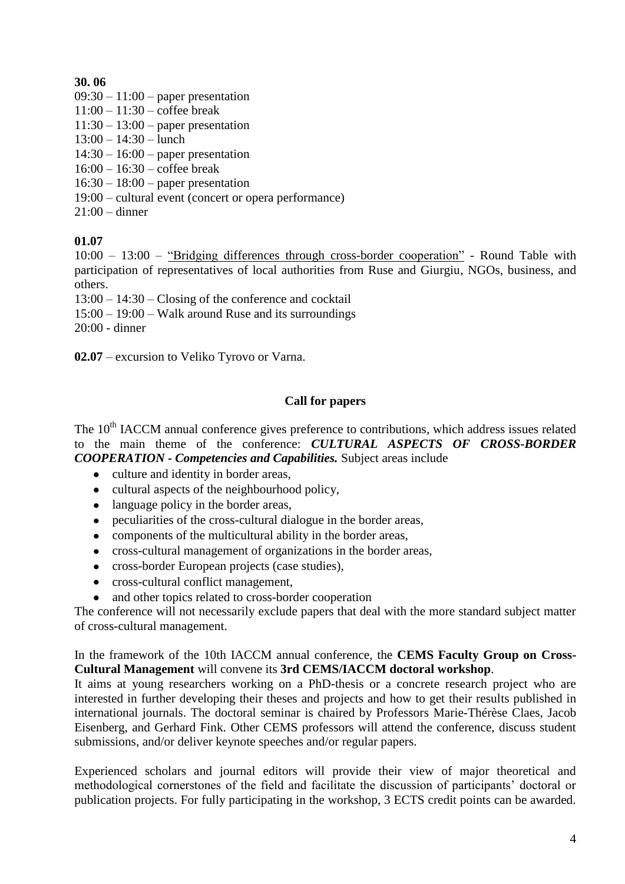**30. 06**

09:30 – 11:00 – paper presentation
11:00 – 11:30 – coffee break
11:30 – 13:00 – paper presentation
13:00 – 14:30 – lunch
14:30 – 16:00 – paper presentation
16:00 – 16:30 – coffee break
16:30 – 18:00 – paper presentation
19:00 – cultural event (concert or opera performance)
21:00 – dinner

**01.07**

10:00 – 13:00 – "Bridging differences through cross-border cooperation" - Round Table with participation of representatives of local authorities from Ruse and Giurgiu, NGOs, business, and others.
13:00 – 14:30 – Closing of the conference and cocktail
15:00 – 19:00 – Walk around Ruse and its surroundings
20:00 - dinner

**02.07** – excursion to Veliko Tyrovo or Varna.

**Call for papers**

The 10th IACCM annual conference gives preference to contributions, which address issues related to the main theme of the conference: ***CULTURAL ASPECTS OF CROSS-BORDER COOPERATION - Competencies and Capabilities.*** Subject areas include

- culture and identity in border areas,
- cultural aspects of the neighbourhood policy,
- language policy in the border areas,
- peculiarities of the cross-cultural dialogue in the border areas,
- components of the multicultural ability in the border areas,
- cross-cultural management of organizations in the border areas,
- cross-border European projects (case studies),
- cross-cultural conflict management,
- and other topics related to cross-border cooperation

The conference will not necessarily exclude papers that deal with the more standard subject matter of cross-cultural management.

In the framework of the 10th IACCM annual conference, the **CEMS Faculty Group on Cross-Cultural Management** will convene its **3rd CEMS/IACCM doctoral workshop**.

It aims at young researchers working on a PhD-thesis or a concrete research project who are interested in further developing their theses and projects and how to get their results published in international journals. The doctoral seminar is chaired by Professors Marie-Thérèse Claes, Jacob Eisenberg, and Gerhard Fink. Other CEMS professors will attend the conference, discuss student submissions, and/or deliver keynote speeches and/or regular papers.

Experienced scholars and journal editors will provide their view of major theoretical and methodological cornerstones of the field and facilitate the discussion of participants' doctoral or publication projects. For fully participating in the workshop, 3 ECTS credit points can be awarded.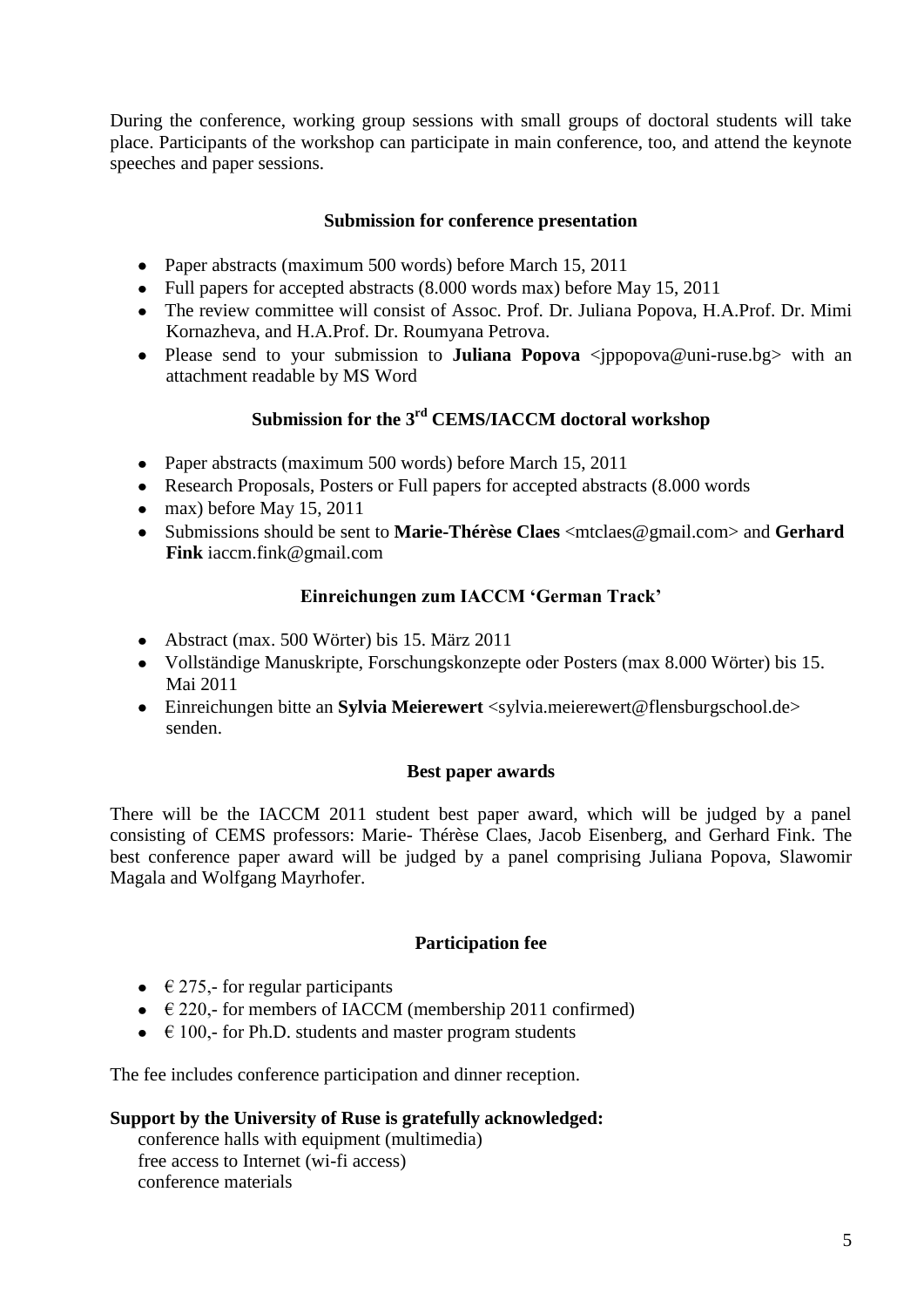During the conference, working group sessions with small groups of doctoral students will take place. Participants of the workshop can participate in main conference, too, and attend the keynote speeches and paper sessions.

### Submission for conference presentation

- Paper abstracts (maximum 500 words) before March 15, 2011
- Full papers for accepted abstracts (8.000 words max) before May 15, 2011
- The review committee will consist of Assoc. Prof. Dr. Juliana Popova, H.A.Prof. Dr. Mimi Kornazheva, and H.A.Prof. Dr. Roumyana Petrova.
- Please send to your submission to **Juliana Popova** <jppopova@uni-ruse.bg> with an attachment readable by MS Word

### Submission for the 3rd CEMS/IACCM doctoral workshop

- Paper abstracts (maximum 500 words) before March 15, 2011
- Research Proposals, Posters or Full papers for accepted abstracts (8.000 words
- max) before May 15, 2011
- Submissions should be sent to **Marie-Thérèse Claes** <mtclaes@gmail.com> and **Gerhard Fink** iaccm.fink@gmail.com

### Einreichungen zum IACCM 'German Track'

- Abstract (max. 500 Wörter) bis 15. März 2011
- Vollständige Manuskripte, Forschungskonzepte oder Posters (max 8.000 Wörter) bis 15. Mai 2011
- Einreichungen bitte an **Sylvia Meierewert** <sylvia.meierewert@flensburgschool.de> senden.

### Best paper awards

There will be the IACCM 2011 student best paper award, which will be judged by a panel consisting of CEMS professors: Marie- Thérèse Claes, Jacob Eisenberg, and Gerhard Fink. The best conference paper award will be judged by a panel comprising Juliana Popova, Slawomir Magala and Wolfgang Mayrhofer.

### Participation fee

- € 275,- for regular participants
- € 220,- for members of IACCM (membership 2011 confirmed)
- € 100,- for Ph.D. students and master program students

The fee includes conference participation and dinner reception.

**Support by the University of Ruse is gratefully acknowledged:**

conference halls with equipment (multimedia)
free access to Internet (wi-fi access)
conference materials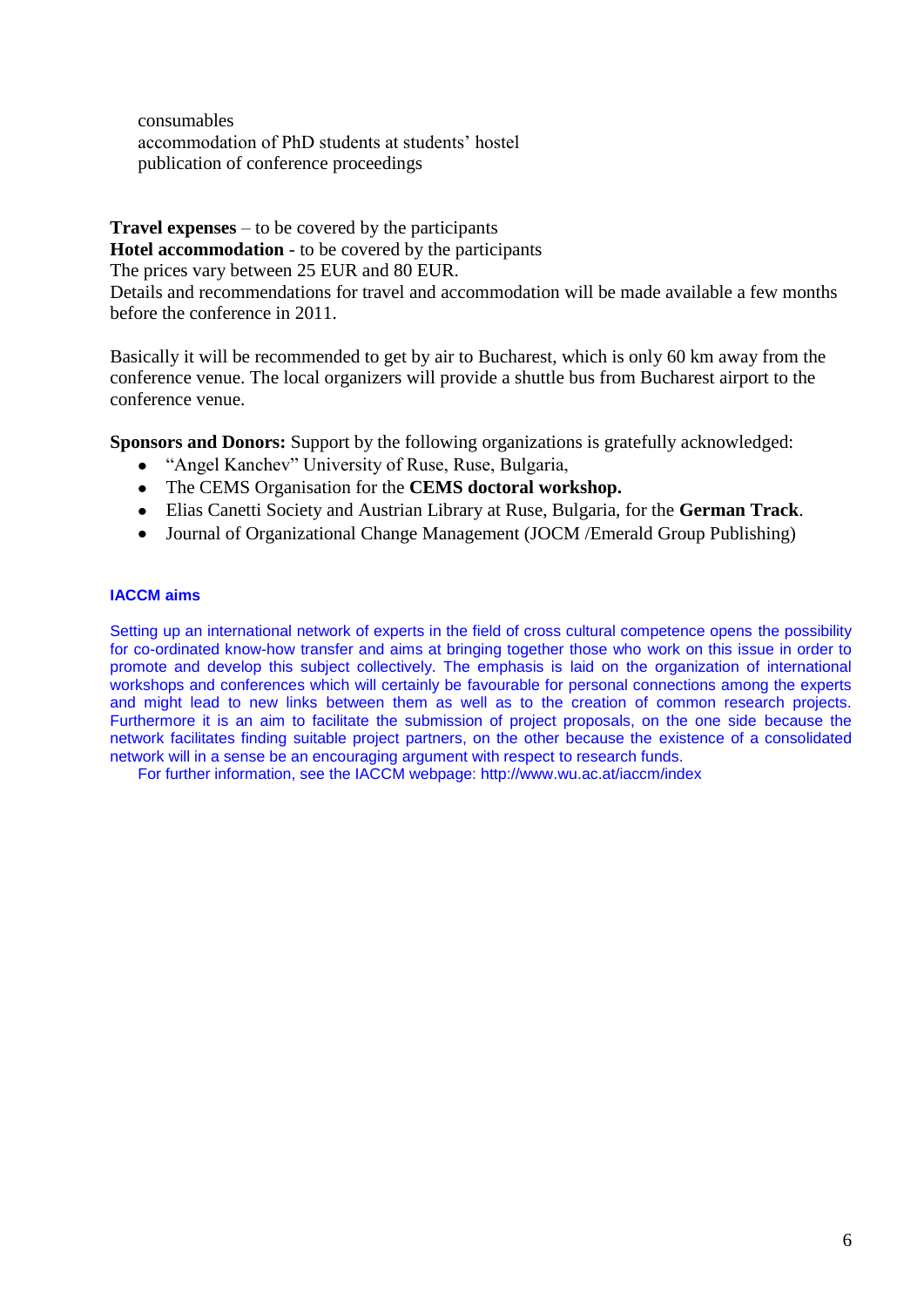consumables
accommodation of PhD students at students' hostel
publication of conference proceedings

**Travel expenses** – to be covered by the participants
**Hotel accommodation** - to be covered by the participants
The prices vary between 25 EUR and 80 EUR.
Details and recommendations for travel and accommodation will be made available a few months before the conference in 2011.

Basically it will be recommended to get by air to Bucharest, which is only 60 km away from the conference venue. The local organizers will provide a shuttle bus from Bucharest airport to the conference venue.

**Sponsors and Donors:** Support by the following organizations is gratefully acknowledged:

- "Angel Kanchev" University of Ruse, Ruse, Bulgaria,
- The CEMS Organisation for the **CEMS doctoral workshop.**
- Elias Canetti Society and Austrian Library at Ruse, Bulgaria, for the **German Track**.
- Journal of Organizational Change Management (JOCM /Emerald Group Publishing)

**IACCM aims**

Setting up an international network of experts in the field of cross cultural competence opens the possibility for co-ordinated know-how transfer and aims at bringing together those who work on this issue in order to promote and develop this subject collectively. The emphasis is laid on the organization of international workshops and conferences which will certainly be favourable for personal connections among the experts and might lead to new links between them as well as to the creation of common research projects. Furthermore it is an aim to facilitate the submission of project proposals, on the one side because the network facilitates finding suitable project partners, on the other because the existence of a consolidated network will in a sense be an encouraging argument with respect to research funds.

For further information, see the IACCM webpage: http://www.wu.ac.at/iaccm/index